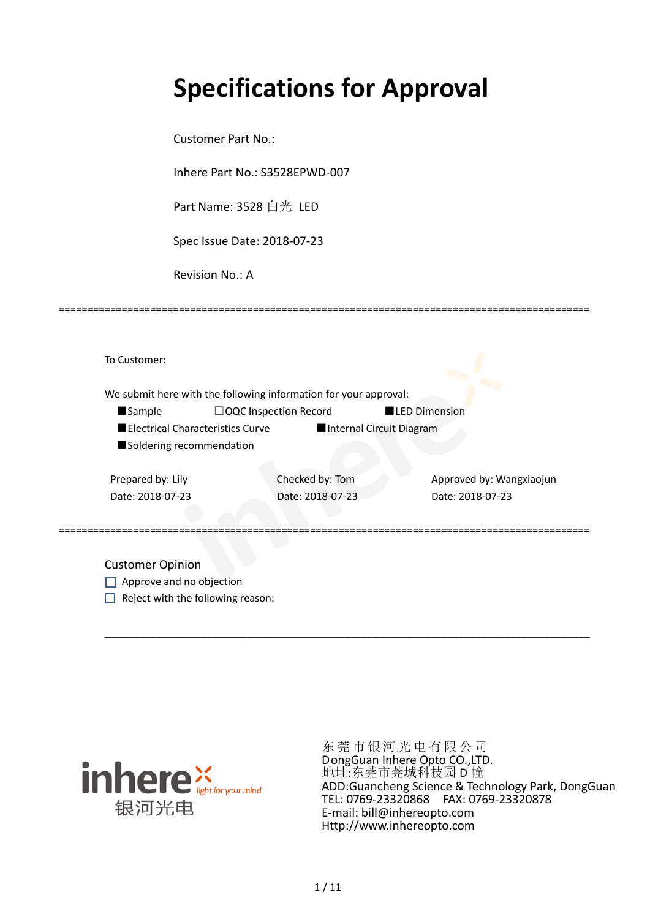# Specifications for Approval

Customer Part No.:

Inhere Part No.: S3528EPWD-007

Part Name: 3528 白光 LED

Spec Issue Date: 2018-07-23

Revision No.: A

==========================================================================================

To Customer:

We submit here with the following information for your approval:

■Sample　　　　☐OQC Inspection Record　　　　■LED Dimension

■Electrical Characteristics Curve　　　　■Internal Circuit Diagram

■Soldering recommendation

| Prepared by: Lily | Checked by: Tom | Approved by: Wangxiaojun |
|---|---|---|
| Date: 2018-07-23 | Date: 2018-07-23 | Date: 2018-07-23 |

==========================================================================================

Customer Opinion

☐ Approve and no objection

☐ Reject with the following reason:

___________________________________________________________________________

inhere light for your mind
银河光电

东 莞 市 银 河 光 电 有 限 公 司
DongGuan Inhere Opto CO.,LTD.
地址:东莞市莞城科技园 D 幢
ADD:Guancheng Science & Technology Park, DongGuan
TEL: 0769-23320868　FAX: 0769-23320878
E-mail: bill@inhereopto.com
Http://www.inhereopto.com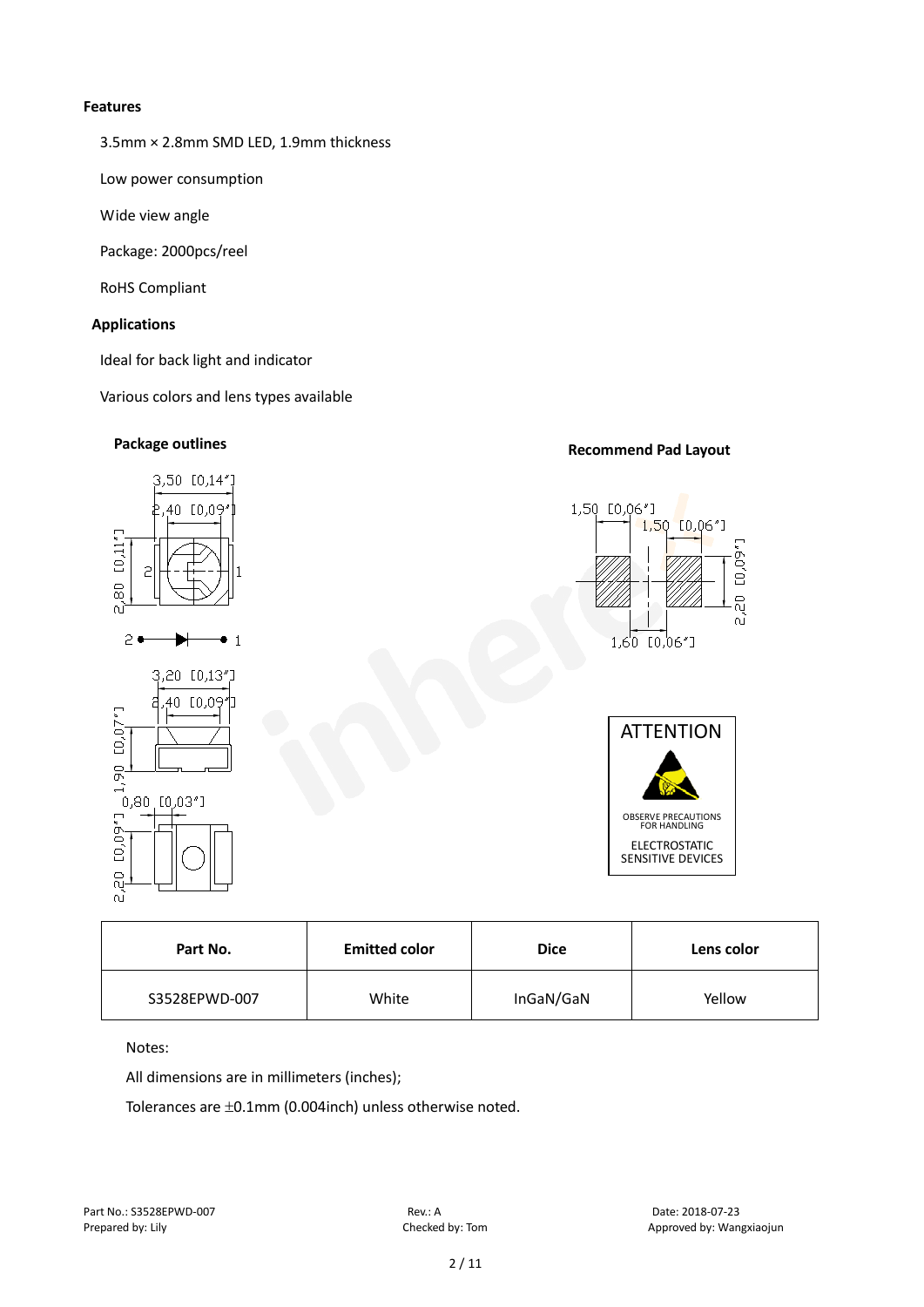**Features**

3.5mm × 2.8mm SMD LED, 1.9mm thickness

Low power consumption

Wide view angle

Package: 2000pcs/reel

RoHS Compliant

**Applications**

Ideal for back light and indicator

Various colors and lens types available

**Package outlines**

**Recommend Pad Layout**

ATTENTION

OBSERVE PRECAUTIONS FOR HANDLING

ELECTROSTATIC SENSITIVE DEVICES

| Part No. | Emitted color | Dice | Lens color |
| --- | --- | --- | --- |
| S3528EPWD-007 | White | InGaN/GaN | Yellow |

Notes:

All dimensions are in millimeters (inches);

Tolerances are ±0.1mm (0.004inch) unless otherwise noted.

Part No.: S3528EPWD-007    Rev.: A    Date: 2018-07-23

Prepared by: Lily    Checked by: Tom    Approved by: Wangxiaojun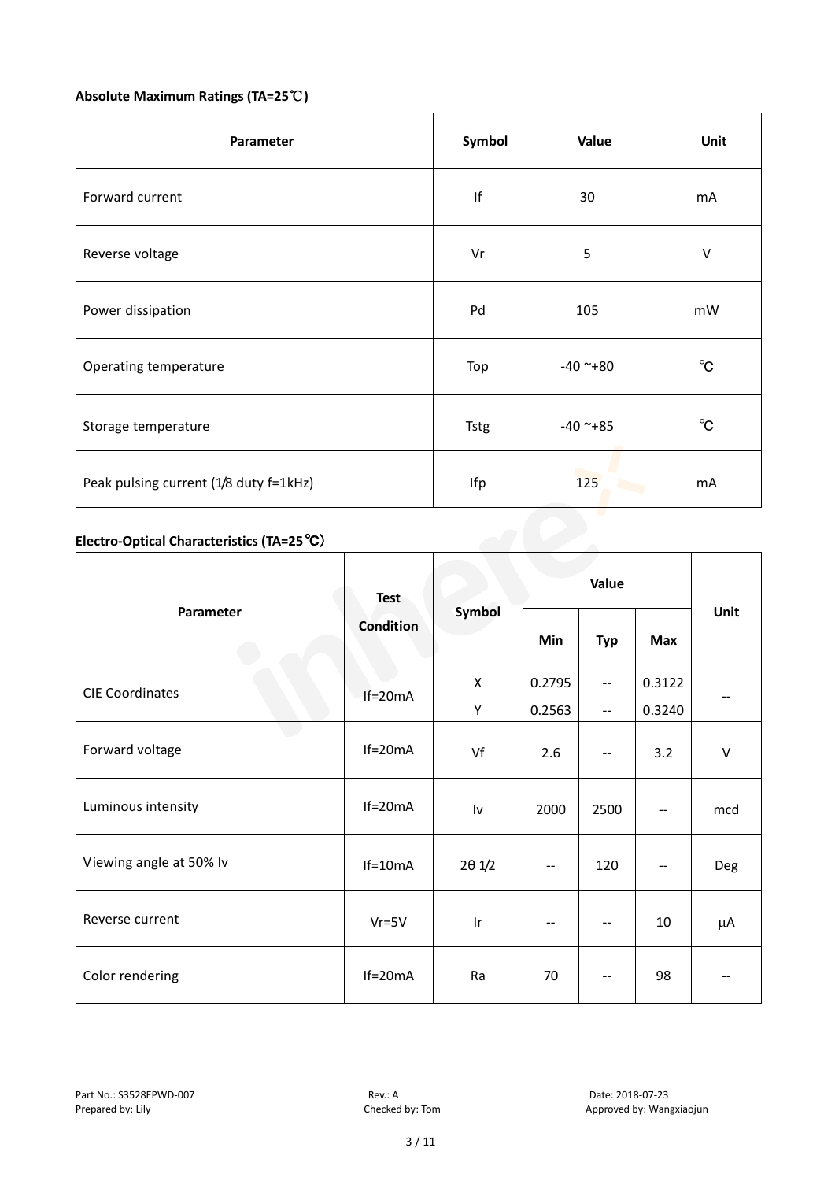**Absolute Maximum Ratings (TA=25℃)**

| Parameter | Symbol | Value | Unit |
|---|---|---|---|
| Forward current | If | 30 | mA |
| Reverse voltage | Vr | 5 | V |
| Power dissipation | Pd | 105 | mW |
| Operating temperature | Top | -40 ~+80 | ℃ |
| Storage temperature | Tstg | -40 ~+85 | ℃ |
| Peak pulsing current (1/8 duty f=1kHz) | Ifp | 125 | mA |

**Electro-Optical Characteristics (TA=25℃)**

| Parameter | Test Condition | Symbol | Value | | | Unit |
|---|---|---|---|---|---|---|
| | | | Min | Typ | Max | |
| CIE Coordinates | If=20mA | X | 0.2795 | -- | 0.3122 | -- |
| | | Y | 0.2563 | -- | 0.3240 | |
| Forward voltage | If=20mA | Vf | 2.6 | -- | 3.2 | V |
| Luminous intensity | If=20mA | Iv | 2000 | 2500 | -- | mcd |
| Viewing angle at 50% Iv | If=10mA | 2θ 1/2 | -- | 120 | -- | Deg |
| Reverse current | Vr=5V | Ir | -- | -- | 10 | μA |
| Color rendering | If=20mA | Ra | 70 | -- | 98 | -- |

Part No.: S3528EPWD-007 Rev.: A Date: 2018-07-23
Prepared by: Lily Checked by: Tom Approved by: Wangxiaojun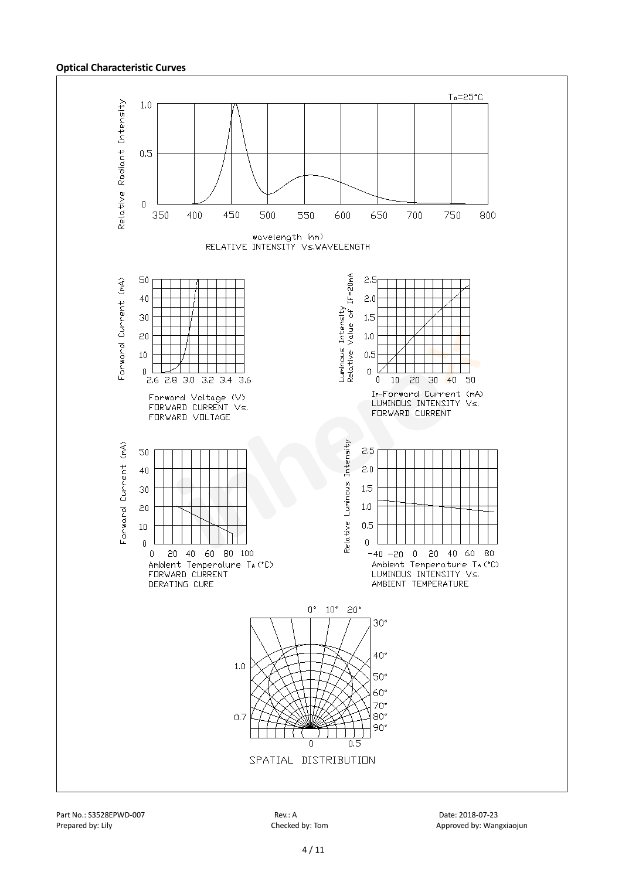**Optical Characteristic Curves**

$T_a$=25°C

Relative Radiant Intensity

wavelength (nm)
RELATIVE INTENSITY Vs.WAVELENGTH

Forward Voltage (V)
FORWARD CURRENT Vs.
FORWARD VOLTAGE

$I_F$-Forward Current (mA)
LUMINOUS INTENSITY Vs.
FORWARD CURRENT

Ambient Temperature $T_A$(°C)
FORWARD CURRENT
DERATING CURE

Ambient Temperature $T_A$(°C)
LUMINOUS INTENSITY Vs.
AMBIENT TEMPERATURE

SPATIAL DISTRIBUTION

Part No.: S3528EPWD-007 Rev.: A Date: 2018-07-23
Prepared by: Lily Checked by: Tom Approved by: Wangxiaojun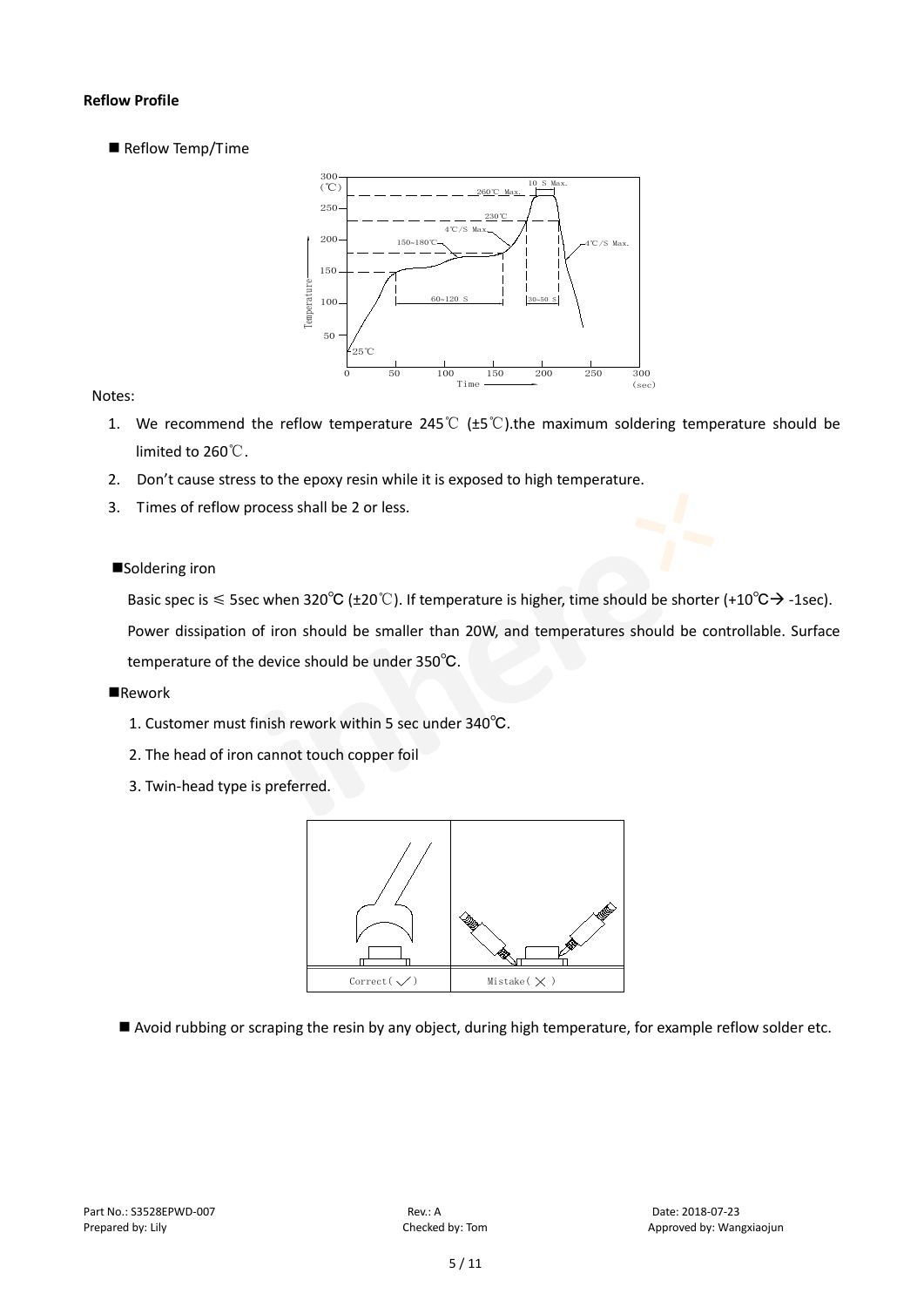**Reflow Profile**

■ Reflow Temp/Time

Notes:

1. We recommend the reflow temperature 245℃ (±5℃).the maximum soldering temperature should be limited to 260℃.
2. Don't cause stress to the epoxy resin while it is exposed to high temperature.
3. Times of reflow process shall be 2 or less.

■Soldering iron

Basic spec is ≤ 5sec when 320℃ (±20℃). If temperature is higher, time should be shorter (+10℃→ -1sec). Power dissipation of iron should be smaller than 20W, and temperatures should be controllable. Surface temperature of the device should be under 350℃.

■Rework

1. Customer must finish rework within 5 sec under 340℃.
2. The head of iron cannot touch copper foil
3. Twin-head type is preferred.

■ Avoid rubbing or scraping the resin by any object, during high temperature, for example reflow solder etc.

Part No.: S3528EPWD-007　　Rev.: A　　Date: 2018-07-23

Prepared by: Lily　　Checked by: Tom　　Approved by: Wangxiaojun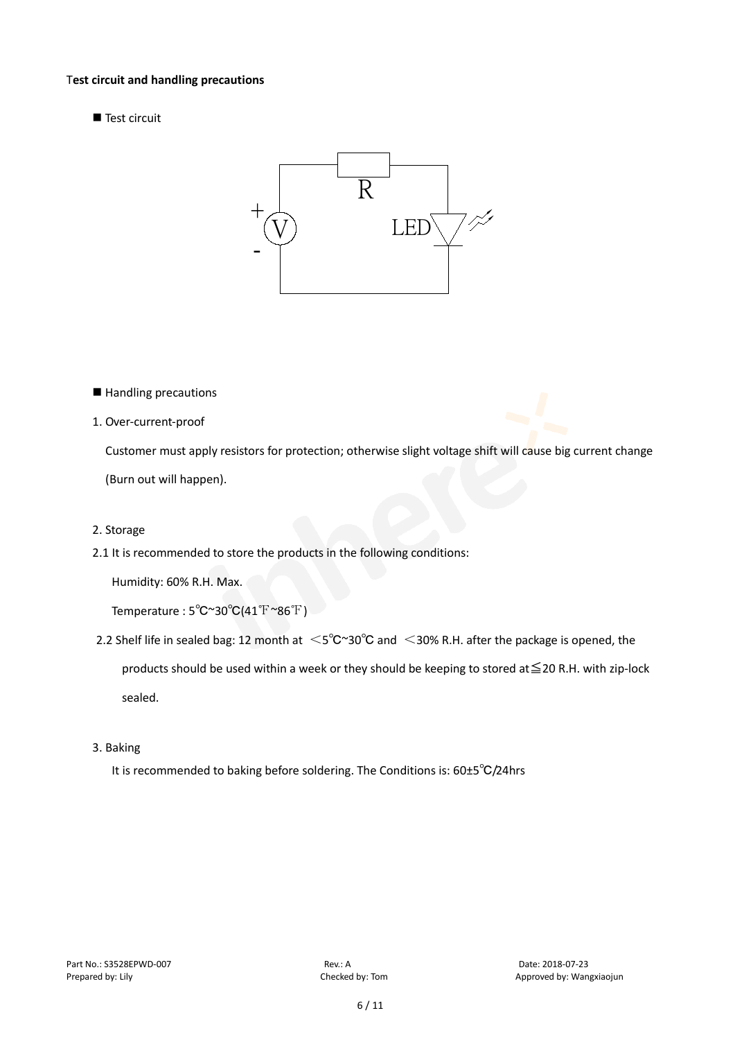**Test circuit and handling precautions**

■ Test circuit

■ Handling precautions

1. Over-current-proof

   Customer must apply resistors for protection; otherwise slight voltage shift will cause big current change (Burn out will happen).

2. Storage

2.1 It is recommended to store the products in the following conditions:

   Humidity: 60% R.H. Max.

   Temperature : 5℃~30℃(41℉~86℉)

2.2 Shelf life in sealed bag: 12 month at ＜5℃~30℃ and ＜30% R.H. after the package is opened, the products should be used within a week or they should be keeping to stored at≦20 R.H. with zip-lock sealed.

3. Baking

   It is recommended to baking before soldering. The Conditions is: 60±5℃/24hrs

Part No.: S3528EPWD-007 Rev.: A Date: 2018-07-23
Prepared by: Lily Checked by: Tom Approved by: Wangxiaojun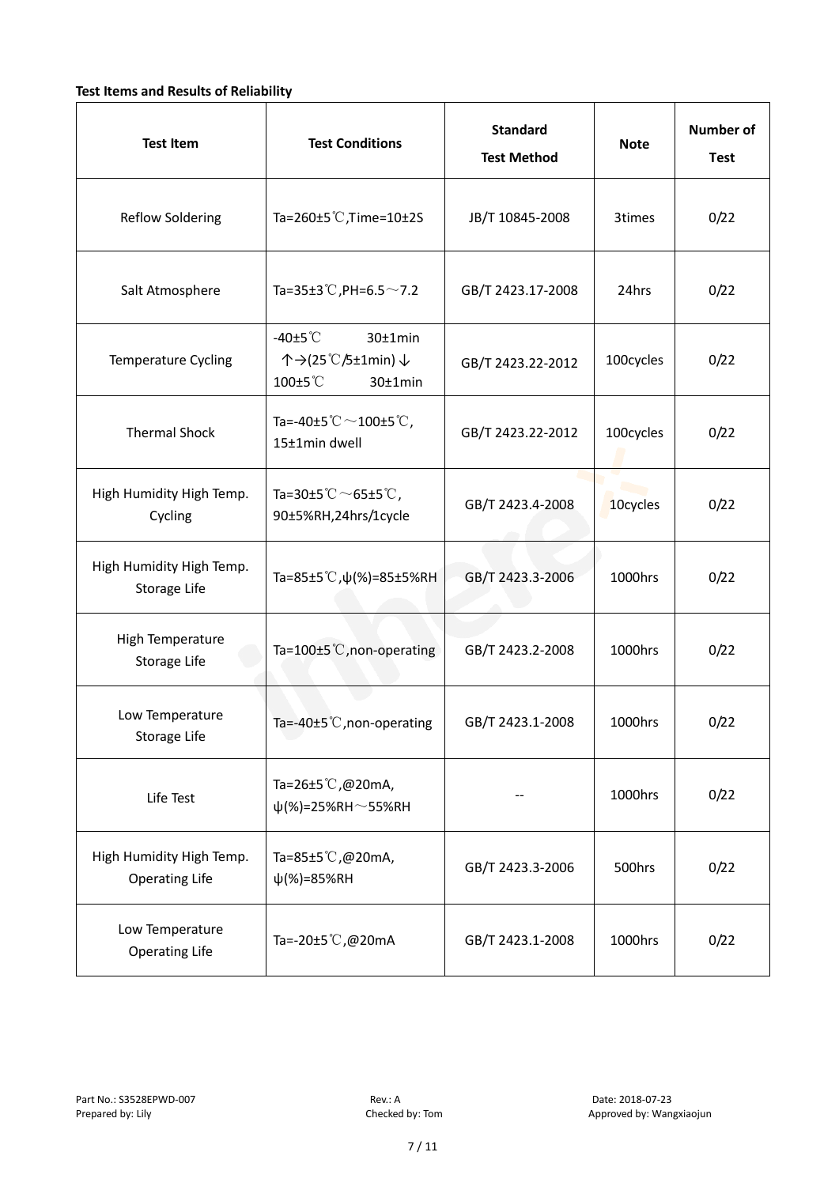**Test Items and Results of Reliability**

| Test Item | Test Conditions | Standard Test Method | Note | Number of Test |
|---|---|---|---|---|
| Reflow Soldering | Ta=260±5℃,Time=10±2S | JB/T 10845-2008 | 3times | 0/22 |
| Salt Atmosphere | Ta=35±3℃,PH=6.5～7.2 | GB/T 2423.17-2008 | 24hrs | 0/22 |
| Temperature Cycling | -40±5℃ 30±1min ↑→(25℃/5±1min)↓ 100±5℃ 30±1min | GB/T 2423.22-2012 | 100cycles | 0/22 |
| Thermal Shock | Ta=-40±5℃～100±5℃, 15±1min dwell | GB/T 2423.22-2012 | 100cycles | 0/22 |
| High Humidity High Temp. Cycling | Ta=30±5℃～65±5℃, 90±5%RH,24hrs/1cycle | GB/T 2423.4-2008 | 10cycles | 0/22 |
| High Humidity High Temp. Storage Life | Ta=85±5℃,ψ(%)=85±5%RH | GB/T 2423.3-2006 | 1000hrs | 0/22 |
| High Temperature Storage Life | Ta=100±5℃,non-operating | GB/T 2423.2-2008 | 1000hrs | 0/22 |
| Low Temperature Storage Life | Ta=-40±5℃,non-operating | GB/T 2423.1-2008 | 1000hrs | 0/22 |
| Life Test | Ta=26±5℃,@20mA, ψ(%)=25%RH～55%RH | -- | 1000hrs | 0/22 |
| High Humidity High Temp. Operating Life | Ta=85±5℃,@20mA, ψ(%)=85%RH | GB/T 2423.3-2006 | 500hrs | 0/22 |
| Low Temperature Operating Life | Ta=-20±5℃,@20mA | GB/T 2423.1-2008 | 1000hrs | 0/22 |

Part No.: S3528EPWD-007 Rev.: A Date: 2018-07-23
Prepared by: Lily Checked by: Tom Approved by: Wangxiaojun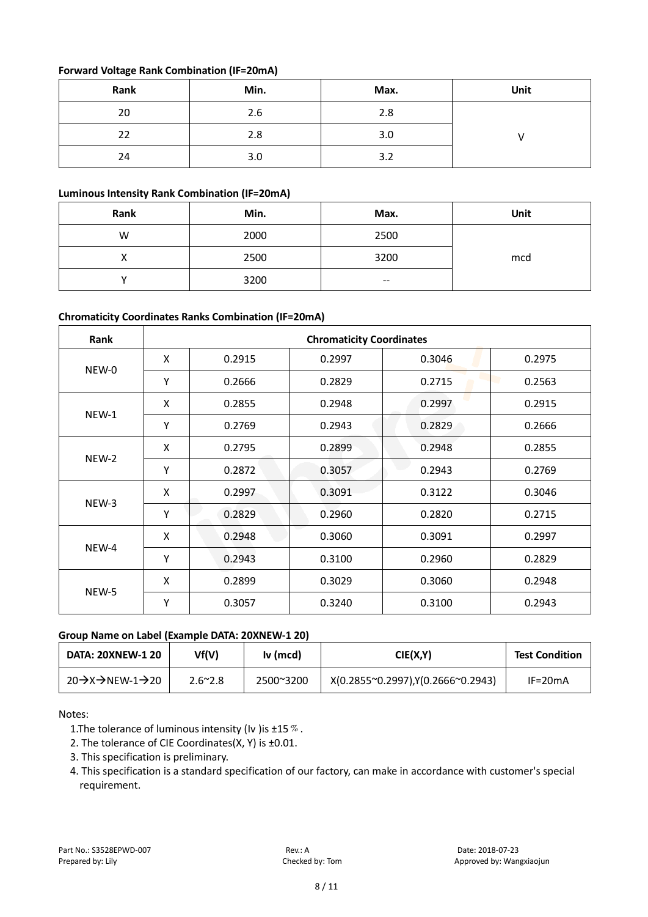**Forward Voltage Rank Combination (IF=20mA)**

| Rank | Min. | Max. | Unit |
|---|---|---|---|
| 20 | 2.6 | 2.8 | V |
| 22 | 2.8 | 3.0 | |
| 24 | 3.0 | 3.2 | |

**Luminous Intensity Rank Combination (IF=20mA)**

| Rank | Min. | Max. | Unit |
|---|---|---|---|
| W | 2000 | 2500 | mcd |
| X | 2500 | 3200 | |
| Y | 3200 | -- | |

**Chromaticity Coordinates Ranks Combination (IF=20mA)**

| Rank | Chromaticity Coordinates | | | | |
|---|---|---|---|---|---|
| NEW-0 | X | 0.2915 | 0.2997 | 0.3046 | 0.2975 |
| | Y | 0.2666 | 0.2829 | 0.2715 | 0.2563 |
| NEW-1 | X | 0.2855 | 0.2948 | 0.2997 | 0.2915 |
| | Y | 0.2769 | 0.2943 | 0.2829 | 0.2666 |
| NEW-2 | X | 0.2795 | 0.2899 | 0.2948 | 0.2855 |
| | Y | 0.2872 | 0.3057 | 0.2943 | 0.2769 |
| NEW-3 | X | 0.2997 | 0.3091 | 0.3122 | 0.3046 |
| | Y | 0.2829 | 0.2960 | 0.2820 | 0.2715 |
| NEW-4 | X | 0.2948 | 0.3060 | 0.3091 | 0.2997 |
| | Y | 0.2943 | 0.3100 | 0.2960 | 0.2829 |
| NEW-5 | X | 0.2899 | 0.3029 | 0.3060 | 0.2948 |
| | Y | 0.3057 | 0.3240 | 0.3100 | 0.2943 |

**Group Name on Label (Example DATA: 20XNEW-1 20)**

| DATA: 20XNEW-1 20 | Vf(V) | Iv (mcd) | CIE(X,Y) | Test Condition |
|---|---|---|---|---|
| 20→X→NEW-1→20 | 2.6~2.8 | 2500~3200 | X(0.2855~0.2997),Y(0.2666~0.2943) | IF=20mA |

Notes:

1. The tolerance of luminous intensity (Iv) is ±15%.
2. The tolerance of CIE Coordinates(X, Y) is ±0.01.
3. This specification is preliminary.
4. This specification is a standard specification of our factory, can make in accordance with customer's special requirement.

Part No.: S3528EPWD-007　　Rev.: A　　Date: 2018-07-23
Prepared by: Lily　　Checked by: Tom　　Approved by: Wangxiaojun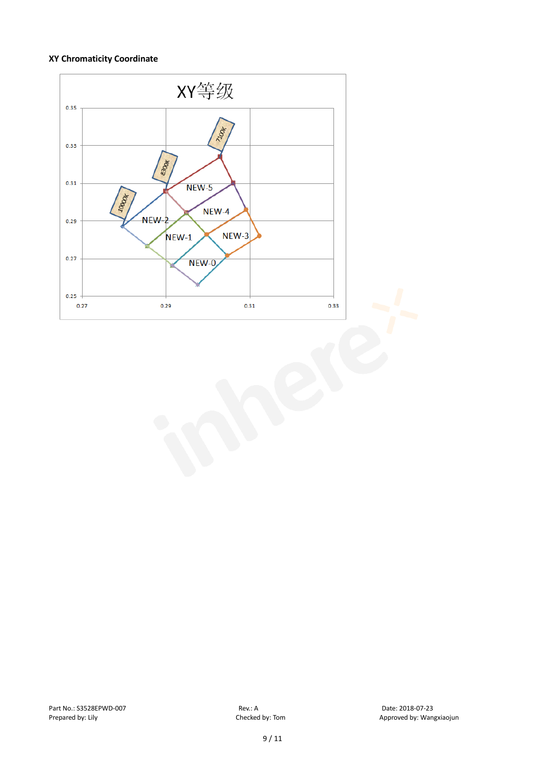### XY Chromaticity Coordinate

XY等级

| | | | |
|---|---|---|---|
| 0.35 | | | |
| 0.33 | | | |
| 0.31 | | | |
| 0.29 | | | |
| 0.27 | | | |
| 0.25 | | | |
| 0.27 | 0.29 | 0.31 | 0.33 |

10000K, 8300K, 7100K

NEW-5, NEW-4, NEW-3, NEW-2, NEW-1, NEW-0

Part No.: S3528EPWD-007 Rev.: A Date: 2018-07-23

Prepared by: Lily Checked by: Tom Approved by: Wangxiaojun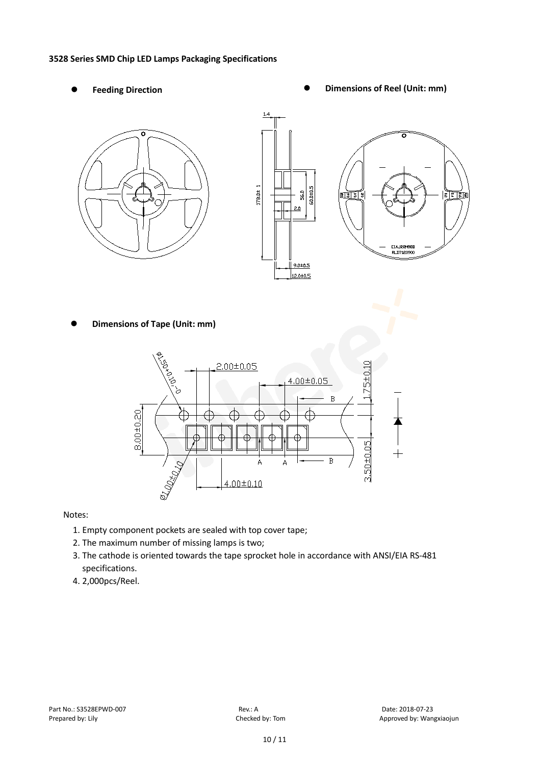**3528 Series SMD Chip LED Lamps Packaging Specifications**

- **Feeding Direction**
- **Dimensions of Reel (Unit: mm)**

- **Dimensions of Tape (Unit: mm)**

Notes:

1. Empty component pockets are sealed with top cover tape;
2. The maximum number of missing lamps is two;
3. The cathode is oriented towards the tape sprocket hole in accordance with ANSI/EIA RS-481 specifications.
4. 2,000pcs/Reel.

Part No.: S3528EPWD-007　　Rev.: A　　Date: 2018-07-23

Prepared by: Lily　　Checked by: Tom　　Approved by: Wangxiaojun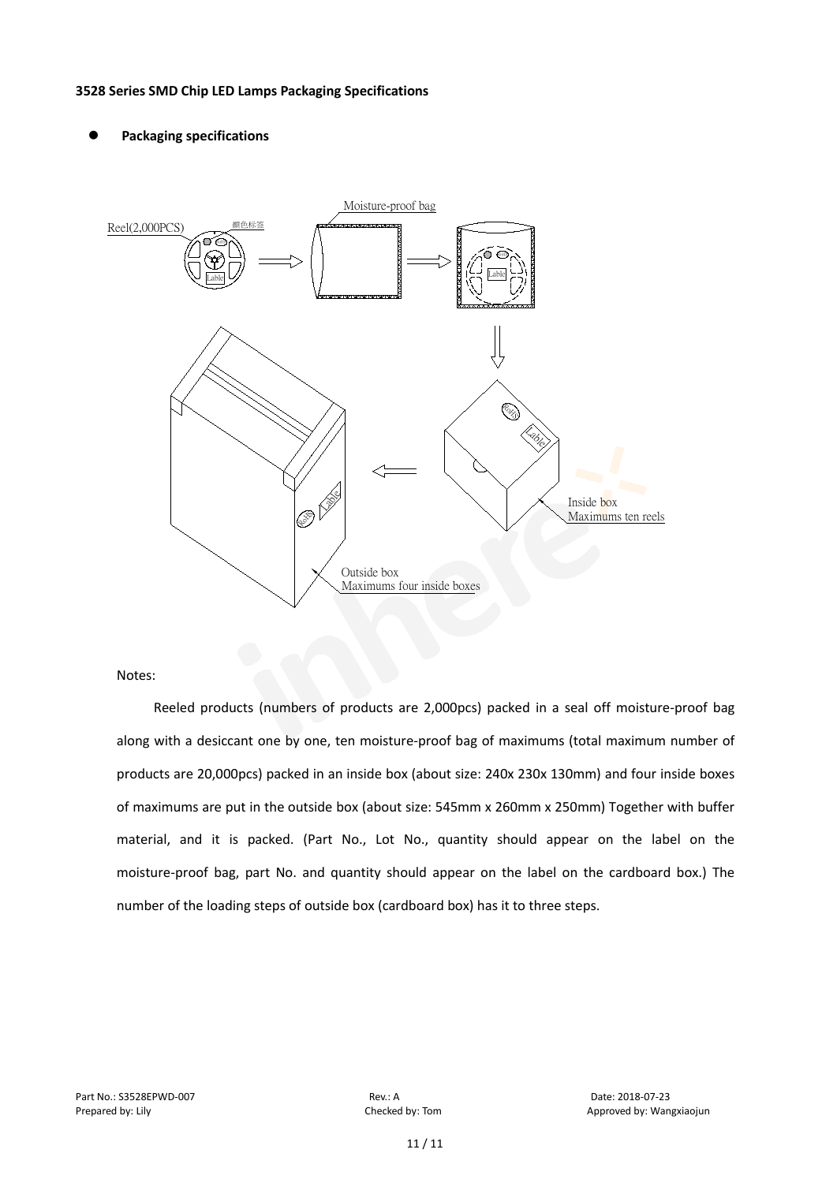**3528 Series SMD Chip LED Lamps Packaging Specifications**

- **Packaging specifications**

Moisture-proof bag

Reel(2,000PCS)

顏色标簽

Lable

Inside box
Maximums ten reels

Outside box
Maximums four inside boxes

Notes:

Reeled products (numbers of products are 2,000pcs) packed in a seal off moisture-proof bag along with a desiccant one by one, ten moisture-proof bag of maximums (total maximum number of products are 20,000pcs) packed in an inside box (about size: 240x 230x 130mm) and four inside boxes of maximums are put in the outside box (about size: 545mm x 260mm x 250mm) Together with buffer material, and it is packed. (Part No., Lot No., quantity should appear on the label on the moisture-proof bag, part No. and quantity should appear on the label on the cardboard box.) The number of the loading steps of outside box (cardboard box) has it to three steps.

Part No.: S3528EPWD-007 Rev.: A Date: 2018-07-23
Prepared by: Lily Checked by: Tom Approved by: Wangxiaojun